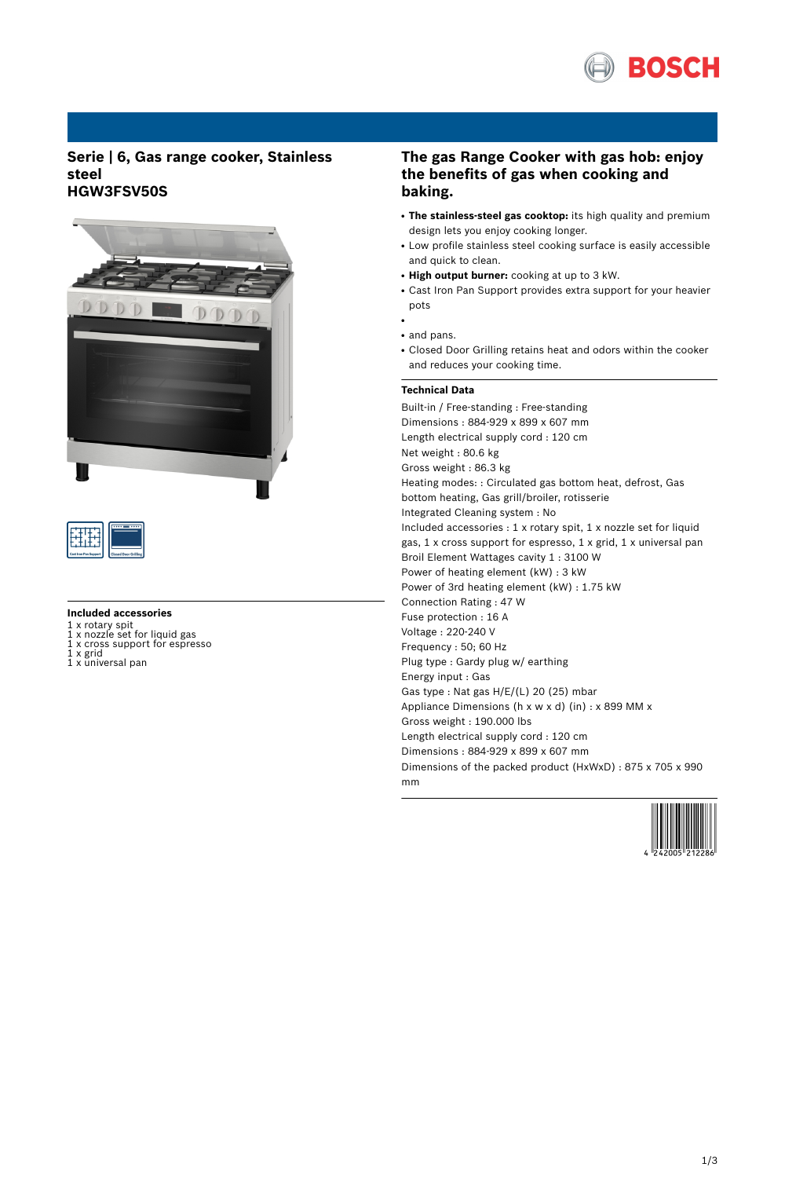# Serie | 6, Gas range cooker, Stainless steel
# HGW3FSV50S

## Included accessories

1 x rotary spit
1 x nozzle set for liquid gas
1 x cross support for espresso
1 x grid
1 x universal pan

## The gas Range Cooker with gas hob: enjoy the benefits of gas when cooking and baking.

- **The stainless-steel gas cooktop:** its high quality and premium design lets you enjoy cooking longer.
- Low profile stainless steel cooking surface is easily accessible and quick to clean.
- **High output burner:** cooking at up to 3 kW.
- Cast Iron Pan Support provides extra support for your heavier pots
- 
- and pans.
- Closed Door Grilling retains heat and odors within the cooker and reduces your cooking time.

### Technical Data

Built-in / Free-standing : Free-standing
Dimensions : 884-929 x 899 x 607 mm
Length electrical supply cord : 120 cm
Net weight : 80.6 kg
Gross weight : 86.3 kg
Heating modes: : Circulated gas bottom heat, defrost, Gas bottom heating, Gas grill/broiler, rotisserie
Integrated Cleaning system : No
Included accessories : 1 x rotary spit, 1 x nozzle set for liquid gas, 1 x cross support for espresso, 1 x grid, 1 x universal pan
Broil Element Wattages cavity 1 : 3100 W
Power of heating element (kW) : 3 kW
Power of 3rd heating element (kW) : 1.75 kW
Connection Rating : 47 W
Fuse protection : 16 A
Voltage : 220-240 V
Frequency : 50; 60 Hz
Plug type : Gardy plug w/ earthing
Energy input : Gas
Gas type : Nat gas H/E/(L) 20 (25) mbar
Appliance Dimensions (h x w x d) (in) : x 899 MM x
Gross weight : 190.000 lbs
Length electrical supply cord : 120 cm
Dimensions : 884-929 x 899 x 607 mm
Dimensions of the packed product (HxWxD) : 875 x 705 x 990 mm

4 242005 212286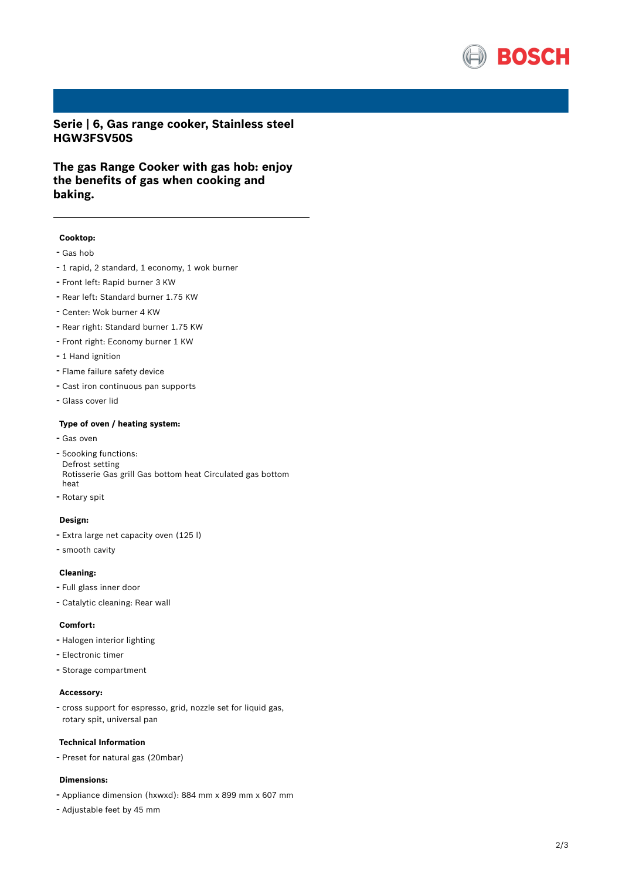## Serie | 6, Gas range cooker, Stainless steel
## HGW3FSV50S

### The gas Range Cooker with gas hob: enjoy the benefits of gas when cooking and baking.

---

**Cooktop:**

- Gas hob
- 1 rapid, 2 standard, 1 economy, 1 wok burner
- Front left: Rapid burner 3 KW
- Rear left: Standard burner 1.75 KW
- Center: Wok burner 4 KW
- Rear right: Standard burner 1.75 KW
- Front right: Economy burner 1 KW
- 1 Hand ignition
- Flame failure safety device
- Cast iron continuous pan supports
- Glass cover lid

**Type of oven / heating system:**

- Gas oven
- 5cooking functions:
  Defrost setting
  Rotisserie Gas grill Gas bottom heat Circulated gas bottom heat
- Rotary spit

**Design:**

- Extra large net capacity oven (125 l)
- smooth cavity

**Cleaning:**

- Full glass inner door
- Catalytic cleaning: Rear wall

**Comfort:**

- Halogen interior lighting
- Electronic timer
- Storage compartment

**Accessory:**

- cross support for espresso, grid, nozzle set for liquid gas, rotary spit, universal pan

**Technical Information**

- Preset for natural gas (20mbar)

**Dimensions:**

- Appliance dimension (hxwxd): 884 mm x 899 mm x 607 mm
- Adjustable feet by 45 mm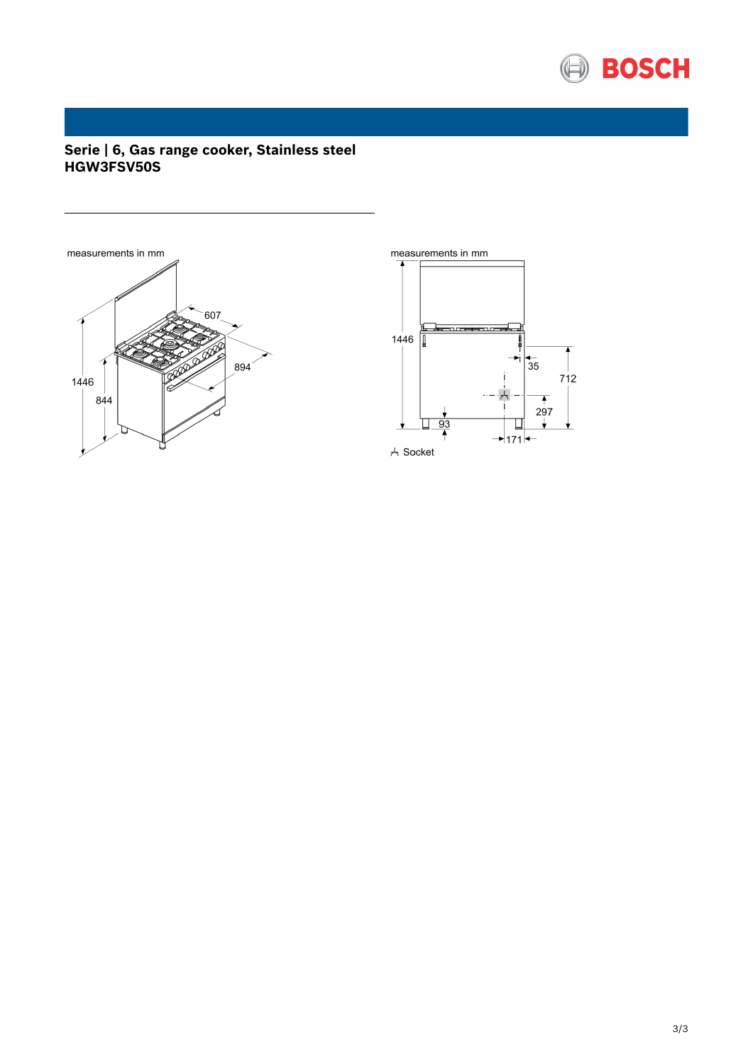**Serie | 6, Gas range cooker, Stainless steel**
**HGW3FSV50S**

measurements in mm

607
894
1446
844

measurements in mm

1446
35
712
297
93
171

Socket